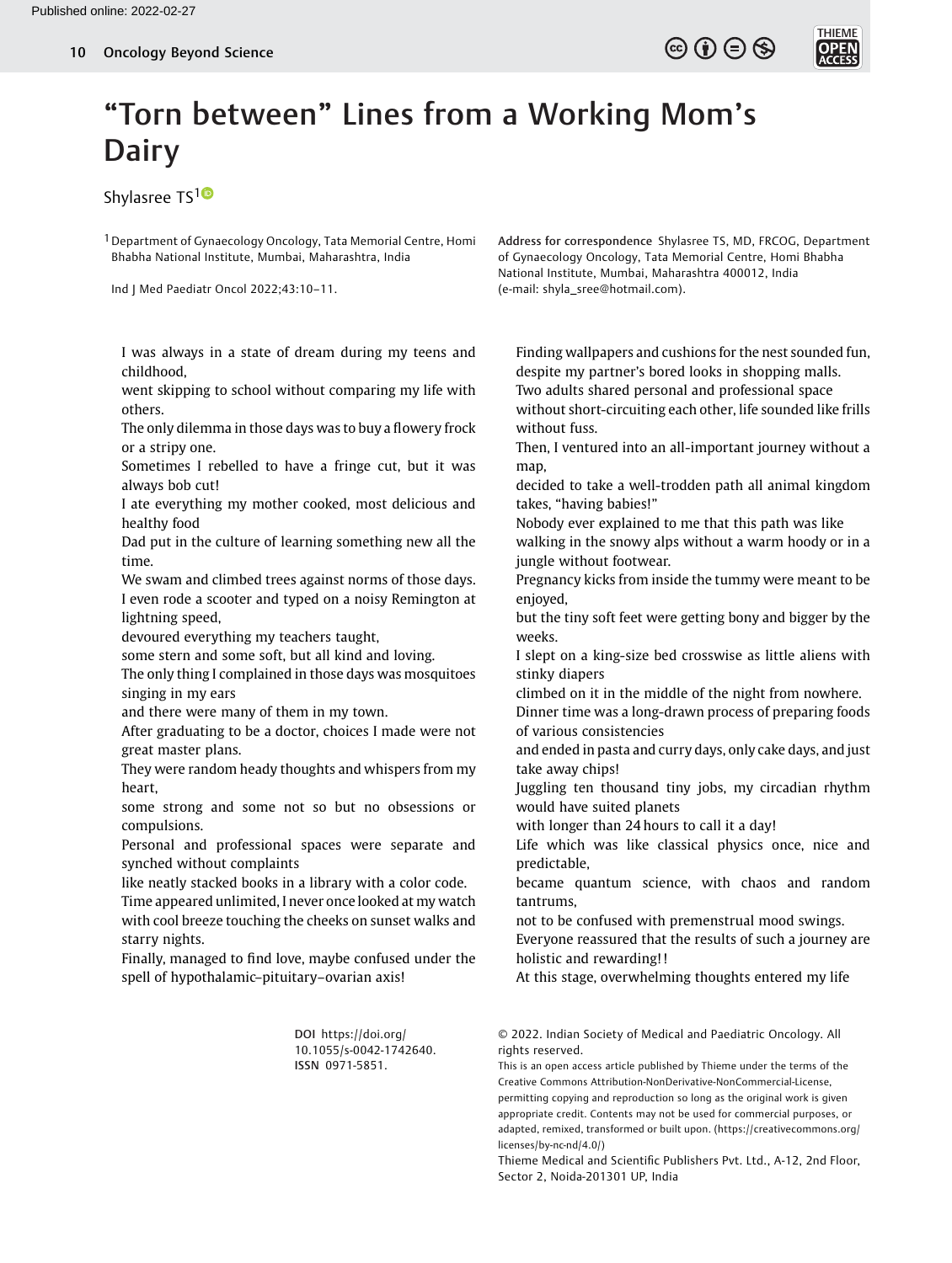# "Torn between" Lines from a Working Mom's Dairy

Shylasree TS[1]

[1] Department of Gynaecology Oncology, Tata Memorial Centre, Homi Bhabha National Institute, Mumbai, Maharashtra, India

Ind J Med Paediatr Oncol 2022;43:10–11.

**Address for correspondence** Shylasree TS, MD, FRCOG, Department of Gynaecology Oncology, Tata Memorial Centre, Homi Bhabha National Institute, Mumbai, Maharashtra 400012, India (e-mail: shyla_sree@hotmail.com).

I was always in a state of dream during my teens and childhood,
went skipping to school without comparing my life with others.
The only dilemma in those days was to buy a flowery frock or a stripy one.
Sometimes I rebelled to have a fringe cut, but it was always bob cut!
I ate everything my mother cooked, most delicious and healthy food
Dad put in the culture of learning something new all the time.
We swam and climbed trees against norms of those days.
I even rode a scooter and typed on a noisy Remington at lightning speed,
devoured everything my teachers taught,
some stern and some soft, but all kind and loving.
The only thing I complained in those days was mosquitoes singing in my ears
and there were many of them in my town.
After graduating to be a doctor, choices I made were not great master plans.
They were random heady thoughts and whispers from my heart,
some strong and some not so but no obsessions or compulsions.
Personal and professional spaces were separate and synched without complaints
like neatly stacked books in a library with a color code.
Time appeared unlimited, I never once looked at my watch with cool breeze touching the cheeks on sunset walks and starry nights.
Finally, managed to find love, maybe confused under the spell of hypothalamic–pituitary–ovarian axis!
Finding wallpapers and cushions for the nest sounded fun, despite my partner's bored looks in shopping malls.
Two adults shared personal and professional space
without short-circuiting each other, life sounded like frills without fuss.
Then, I ventured into an all-important journey without a map,
decided to take a well-trodden path all animal kingdom takes, "having babies!"
Nobody ever explained to me that this path was like
walking in the snowy alps without a warm hoody or in a jungle without footwear.
Pregnancy kicks from inside the tummy were meant to be enjoyed,
but the tiny soft feet were getting bony and bigger by the weeks.
I slept on a king-size bed crosswise as little aliens with stinky diapers
climbed on it in the middle of the night from nowhere.
Dinner time was a long-drawn process of preparing foods of various consistencies
and ended in pasta and curry days, only cake days, and just take away chips!
Juggling ten thousand tiny jobs, my circadian rhythm would have suited planets
with longer than 24 hours to call it a day!
Life which was like classical physics once, nice and predictable,
became quantum science, with chaos and random tantrums,
not to be confused with premenstrual mood swings.
Everyone reassured that the results of such a journey are holistic and rewarding!!
At this stage, overwhelming thoughts entered my life

DOI https://doi.org/10.1055/s-0042-1742640.
ISSN 0971-5851.

© 2022. Indian Society of Medical and Paediatric Oncology. All rights reserved.
This is an open access article published by Thieme under the terms of the Creative Commons Attribution-NonDerivative-NonCommercial-License, permitting copying and reproduction so long as the original work is given appropriate credit. Contents may not be used for commercial purposes, or adapted, remixed, transformed or built upon. (https://creativecommons.org/licenses/by-nc-nd/4.0/)
Thieme Medical and Scientific Publishers Pvt. Ltd., A-12, 2nd Floor, Sector 2, Noida-201301 UP, India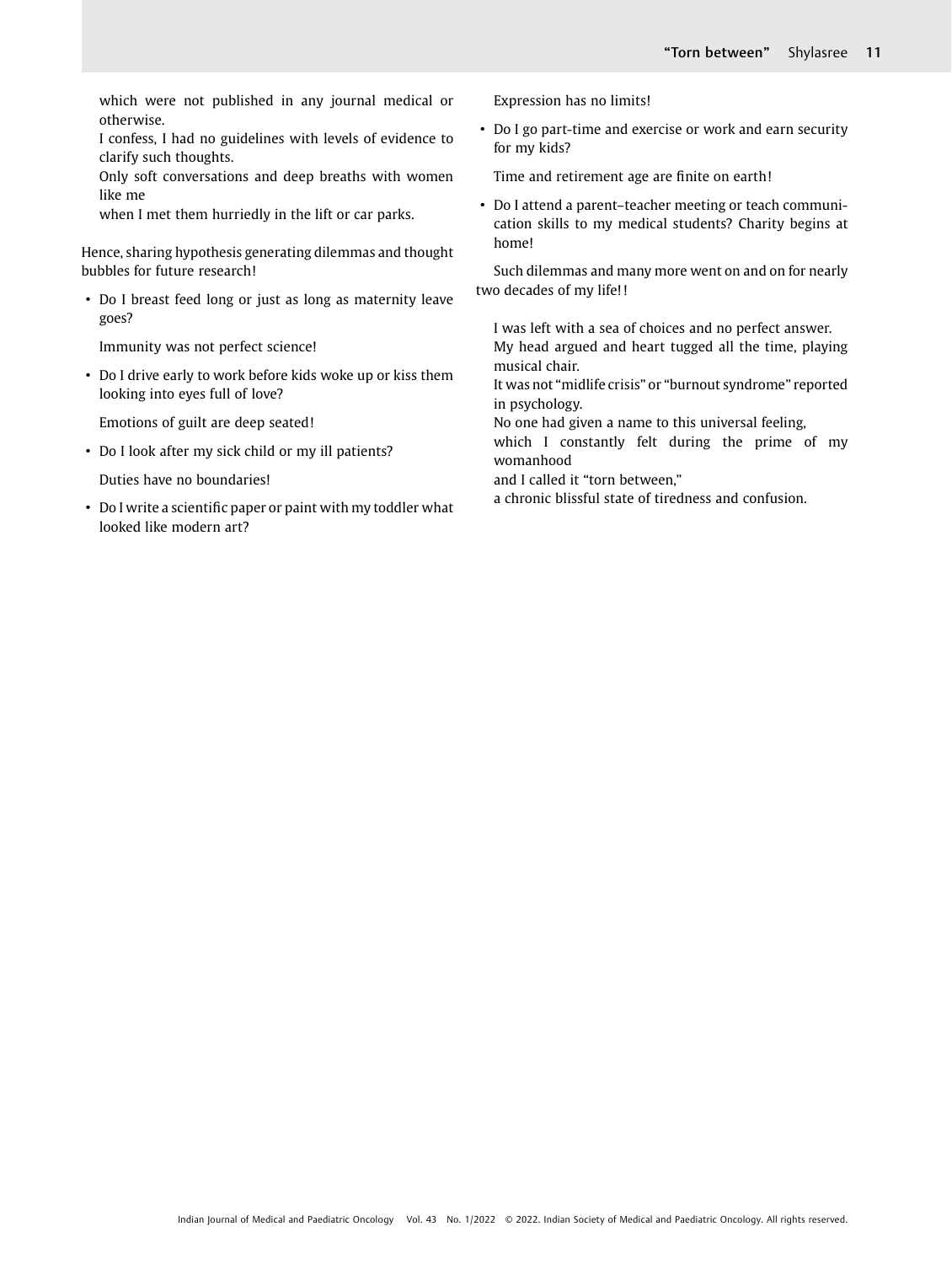which were not published in any journal medical or otherwise.
I confess, I had no guidelines with levels of evidence to clarify such thoughts.
Only soft conversations and deep breaths with women like me
when I met them hurriedly in the lift or car parks.

Hence, sharing hypothesis generating dilemmas and thought bubbles for future research!

- Do I breast feed long or just as long as maternity leave goes?

  Immunity was not perfect science!

- Do I drive early to work before kids woke up or kiss them looking into eyes full of love?

  Emotions of guilt are deep seated!

- Do I look after my sick child or my ill patients?

  Duties have no boundaries!

- Do I write a scientific paper or paint with my toddler what looked like modern art?

  Expression has no limits!

- Do I go part-time and exercise or work and earn security for my kids?

  Time and retirement age are finite on earth!

- Do I attend a parent–teacher meeting or teach communication skills to my medical students? Charity begins at home!

Such dilemmas and many more went on and on for nearly two decades of my life!!

I was left with a sea of choices and no perfect answer.
My head argued and heart tugged all the time, playing musical chair.
It was not "midlife crisis" or "burnout syndrome" reported in psychology.
No one had given a name to this universal feeling,
which I constantly felt during the prime of my womanhood
and I called it "torn between,"
a chronic blissful state of tiredness and confusion.